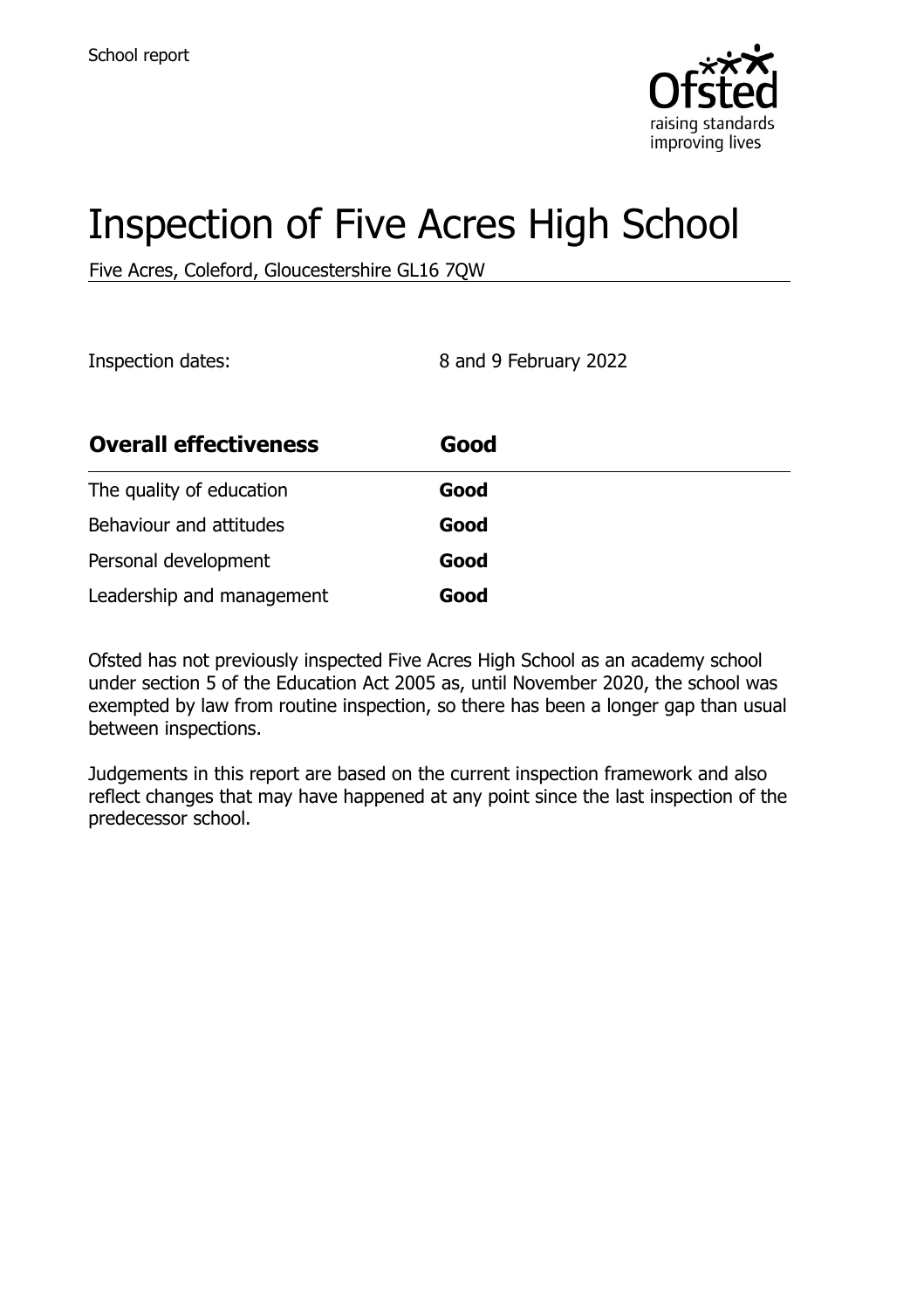School report

# Inspection of Five Acres High School

Five Acres, Coleford, Gloucestershire GL16 7QW

Inspection dates: 8 and 9 February 2022

| **Overall effectiveness** | **Good** |
| --- | --- |
| The quality of education | **Good** |
| Behaviour and attitudes | **Good** |
| Personal development | **Good** |
| Leadership and management | **Good** |

Ofsted has not previously inspected Five Acres High School as an academy school under section 5 of the Education Act 2005 as, until November 2020, the school was exempted by law from routine inspection, so there has been a longer gap than usual between inspections.

Judgements in this report are based on the current inspection framework and also reflect changes that may have happened at any point since the last inspection of the predecessor school.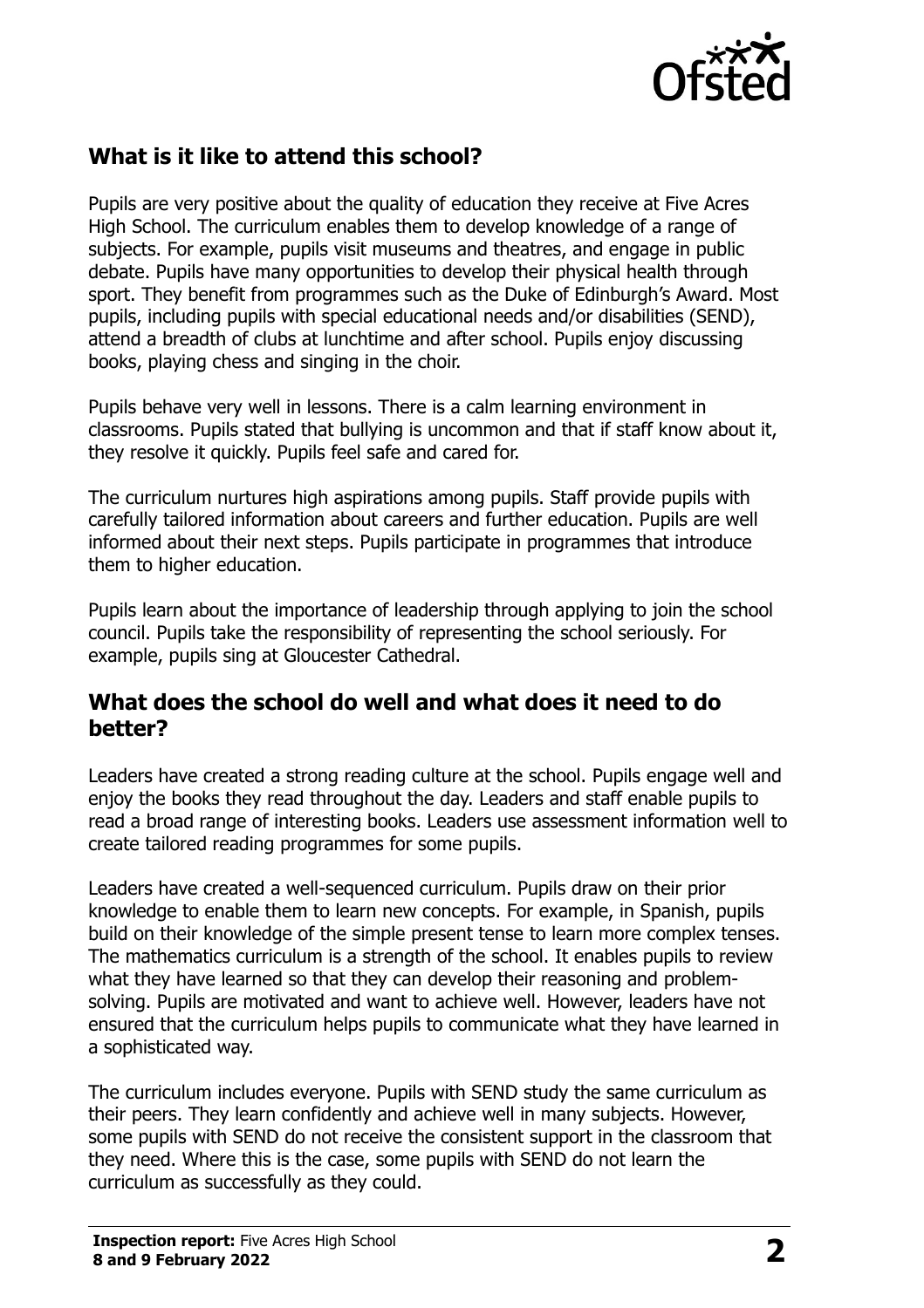## What is it like to attend this school?

Pupils are very positive about the quality of education they receive at Five Acres High School. The curriculum enables them to develop knowledge of a range of subjects. For example, pupils visit museums and theatres, and engage in public debate. Pupils have many opportunities to develop their physical health through sport. They benefit from programmes such as the Duke of Edinburgh's Award. Most pupils, including pupils with special educational needs and/or disabilities (SEND), attend a breadth of clubs at lunchtime and after school. Pupils enjoy discussing books, playing chess and singing in the choir.

Pupils behave very well in lessons. There is a calm learning environment in classrooms. Pupils stated that bullying is uncommon and that if staff know about it, they resolve it quickly. Pupils feel safe and cared for.

The curriculum nurtures high aspirations among pupils. Staff provide pupils with carefully tailored information about careers and further education. Pupils are well informed about their next steps. Pupils participate in programmes that introduce them to higher education.

Pupils learn about the importance of leadership through applying to join the school council. Pupils take the responsibility of representing the school seriously. For example, pupils sing at Gloucester Cathedral.

## What does the school do well and what does it need to do better?

Leaders have created a strong reading culture at the school. Pupils engage well and enjoy the books they read throughout the day. Leaders and staff enable pupils to read a broad range of interesting books. Leaders use assessment information well to create tailored reading programmes for some pupils.

Leaders have created a well-sequenced curriculum. Pupils draw on their prior knowledge to enable them to learn new concepts. For example, in Spanish, pupils build on their knowledge of the simple present tense to learn more complex tenses. The mathematics curriculum is a strength of the school. It enables pupils to review what they have learned so that they can develop their reasoning and problem-solving. Pupils are motivated and want to achieve well. However, leaders have not ensured that the curriculum helps pupils to communicate what they have learned in a sophisticated way.

The curriculum includes everyone. Pupils with SEND study the same curriculum as their peers. They learn confidently and achieve well in many subjects. However, some pupils with SEND do not receive the consistent support in the classroom that they need. Where this is the case, some pupils with SEND do not learn the curriculum as successfully as they could.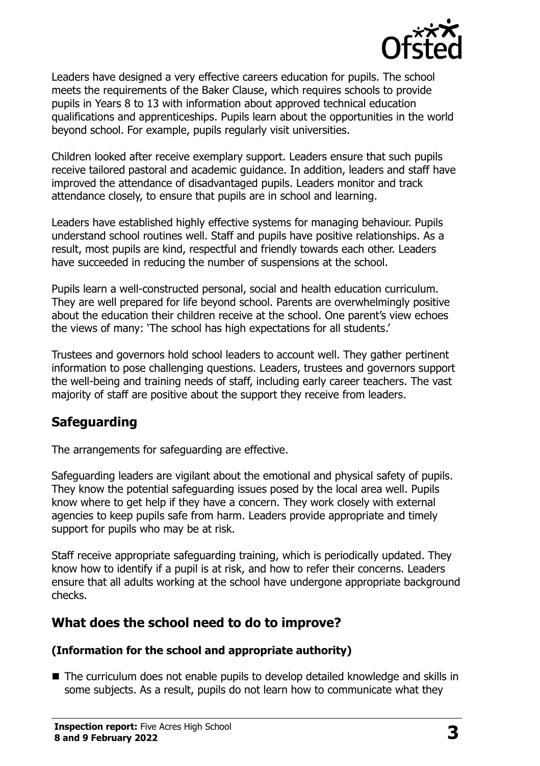Leaders have designed a very effective careers education for pupils. The school meets the requirements of the Baker Clause, which requires schools to provide pupils in Years 8 to 13 with information about approved technical education qualifications and apprenticeships. Pupils learn about the opportunities in the world beyond school. For example, pupils regularly visit universities.

Children looked after receive exemplary support. Leaders ensure that such pupils receive tailored pastoral and academic guidance. In addition, leaders and staff have improved the attendance of disadvantaged pupils. Leaders monitor and track attendance closely, to ensure that pupils are in school and learning.

Leaders have established highly effective systems for managing behaviour. Pupils understand school routines well. Staff and pupils have positive relationships. As a result, most pupils are kind, respectful and friendly towards each other. Leaders have succeeded in reducing the number of suspensions at the school.

Pupils learn a well-constructed personal, social and health education curriculum. They are well prepared for life beyond school. Parents are overwhelmingly positive about the education their children receive at the school. One parent's view echoes the views of many: 'The school has high expectations for all students.'

Trustees and governors hold school leaders to account well. They gather pertinent information to pose challenging questions. Leaders, trustees and governors support the well-being and training needs of staff, including early career teachers. The vast majority of staff are positive about the support they receive from leaders.

## Safeguarding

The arrangements for safeguarding are effective.

Safeguarding leaders are vigilant about the emotional and physical safety of pupils. They know the potential safeguarding issues posed by the local area well. Pupils know where to get help if they have a concern. They work closely with external agencies to keep pupils safe from harm. Leaders provide appropriate and timely support for pupils who may be at risk.

Staff receive appropriate safeguarding training, which is periodically updated. They know how to identify if a pupil is at risk, and how to refer their concerns. Leaders ensure that all adults working at the school have undergone appropriate background checks.

## What does the school need to do to improve?

### (Information for the school and appropriate authority)

- The curriculum does not enable pupils to develop detailed knowledge and skills in some subjects. As a result, pupils do not learn how to communicate what they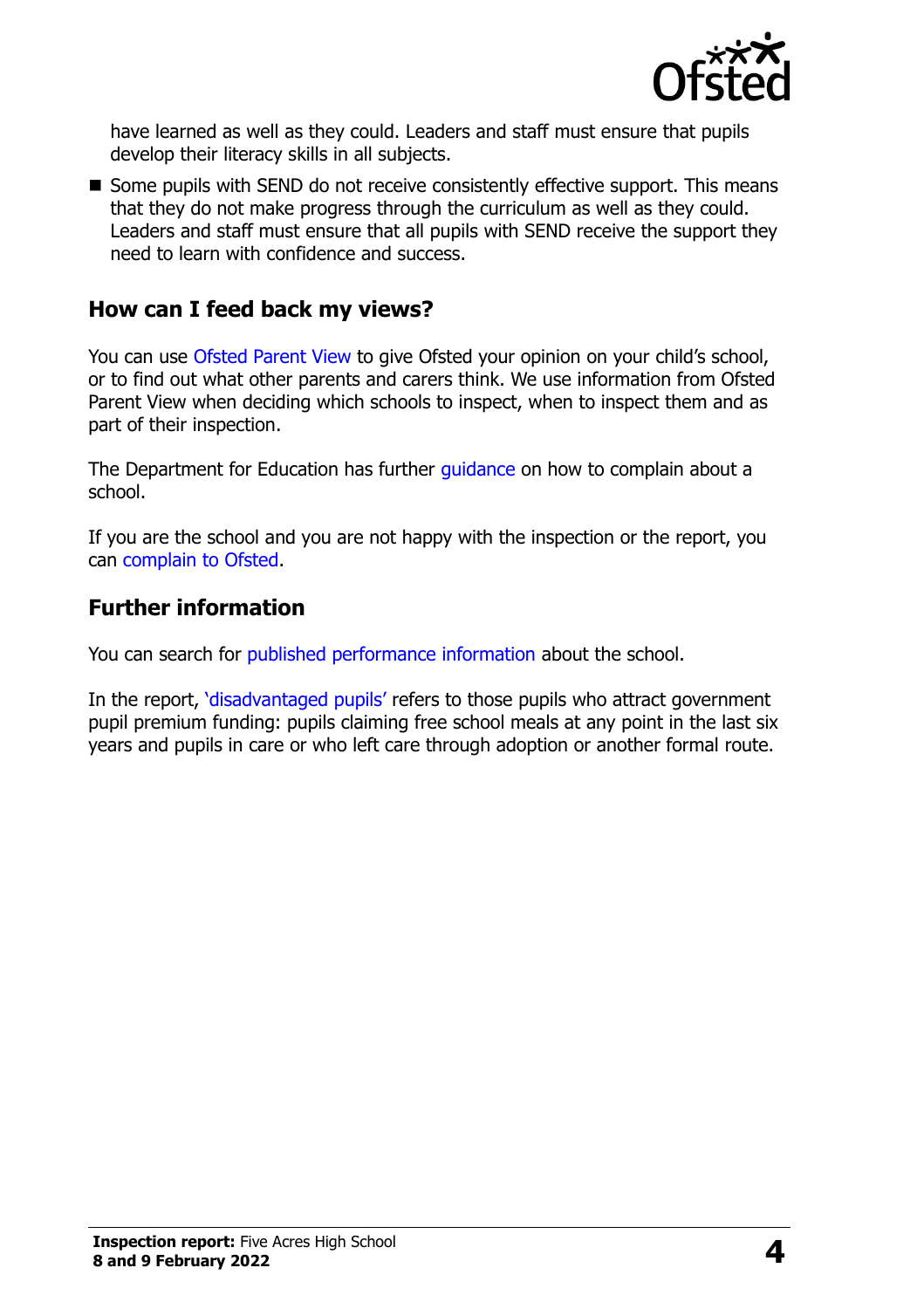have learned as well as they could. Leaders and staff must ensure that pupils develop their literacy skills in all subjects.

- Some pupils with SEND do not receive consistently effective support. This means that they do not make progress through the curriculum as well as they could. Leaders and staff must ensure that all pupils with SEND receive the support they need to learn with confidence and success.

## How can I feed back my views?

You can use Ofsted Parent View to give Ofsted your opinion on your child's school, or to find out what other parents and carers think. We use information from Ofsted Parent View when deciding which schools to inspect, when to inspect them and as part of their inspection.

The Department for Education has further guidance on how to complain about a school.

If you are the school and you are not happy with the inspection or the report, you can complain to Ofsted.

## Further information

You can search for published performance information about the school.

In the report, 'disadvantaged pupils' refers to those pupils who attract government pupil premium funding: pupils claiming free school meals at any point in the last six years and pupils in care or who left care through adoption or another formal route.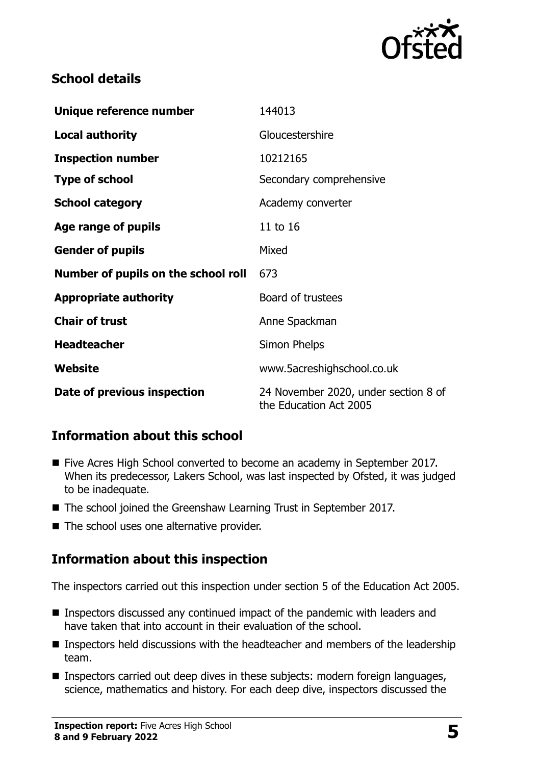## School details

| | |
|---|---|
| **Unique reference number** | 144013 |
| **Local authority** | Gloucestershire |
| **Inspection number** | 10212165 |
| **Type of school** | Secondary comprehensive |
| **School category** | Academy converter |
| **Age range of pupils** | 11 to 16 |
| **Gender of pupils** | Mixed |
| **Number of pupils on the school roll** | 673 |
| **Appropriate authority** | Board of trustees |
| **Chair of trust** | Anne Spackman |
| **Headteacher** | Simon Phelps |
| **Website** | www.5acreshighschool.co.uk |
| **Date of previous inspection** | 24 November 2020, under section 8 of the Education Act 2005 |

## Information about this school

- Five Acres High School converted to become an academy in September 2017. When its predecessor, Lakers School, was last inspected by Ofsted, it was judged to be inadequate.
- The school joined the Greenshaw Learning Trust in September 2017.
- The school uses one alternative provider.

## Information about this inspection

The inspectors carried out this inspection under section 5 of the Education Act 2005.

- Inspectors discussed any continued impact of the pandemic with leaders and have taken that into account in their evaluation of the school.
- Inspectors held discussions with the headteacher and members of the leadership team.
- Inspectors carried out deep dives in these subjects: modern foreign languages, science, mathematics and history. For each deep dive, inspectors discussed the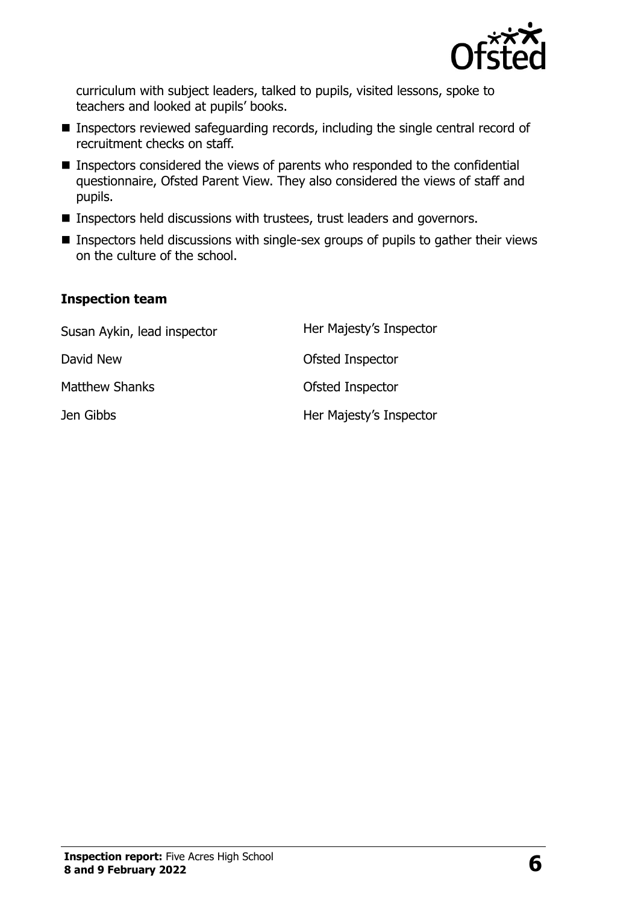curriculum with subject leaders, talked to pupils, visited lessons, spoke to teachers and looked at pupils' books.

- Inspectors reviewed safeguarding records, including the single central record of recruitment checks on staff.
- Inspectors considered the views of parents who responded to the confidential questionnaire, Ofsted Parent View. They also considered the views of staff and pupils.
- Inspectors held discussions with trustees, trust leaders and governors.
- Inspectors held discussions with single-sex groups of pupils to gather their views on the culture of the school.

### Inspection team

| | |
|---|---|
| Susan Aykin, lead inspector | Her Majesty's Inspector |
| David New | Ofsted Inspector |
| Matthew Shanks | Ofsted Inspector |
| Jen Gibbs | Her Majesty's Inspector |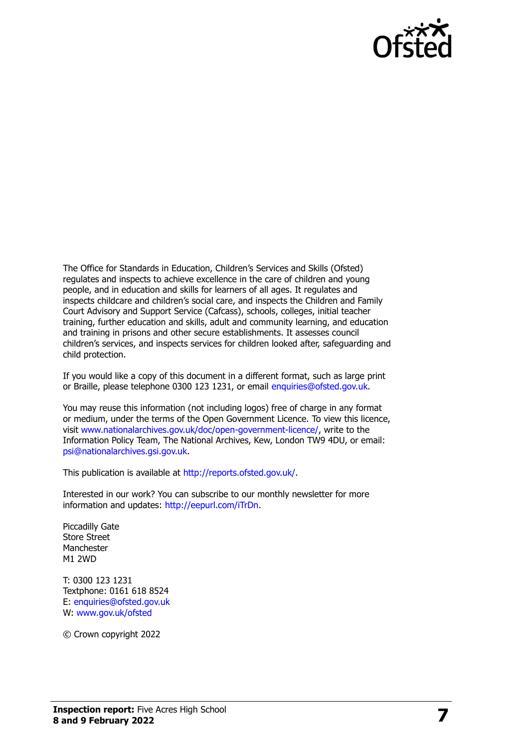The Office for Standards in Education, Children's Services and Skills (Ofsted) regulates and inspects to achieve excellence in the care of children and young people, and in education and skills for learners of all ages. It regulates and inspects childcare and children's social care, and inspects the Children and Family Court Advisory and Support Service (Cafcass), schools, colleges, initial teacher training, further education and skills, adult and community learning, and education and training in prisons and other secure establishments. It assesses council children's services, and inspects services for children looked after, safeguarding and child protection.

If you would like a copy of this document in a different format, such as large print or Braille, please telephone 0300 123 1231, or email enquiries@ofsted.gov.uk.

You may reuse this information (not including logos) free of charge in any format or medium, under the terms of the Open Government Licence. To view this licence, visit www.nationalarchives.gov.uk/doc/open-government-licence/, write to the Information Policy Team, The National Archives, Kew, London TW9 4DU, or email: psi@nationalarchives.gsi.gov.uk.

This publication is available at http://reports.ofsted.gov.uk/.

Interested in our work? You can subscribe to our monthly newsletter for more information and updates: http://eepurl.com/iTrDn.

Piccadilly Gate
Store Street
Manchester
M1 2WD

T: 0300 123 1231
Textphone: 0161 618 8524
E: enquiries@ofsted.gov.uk
W: www.gov.uk/ofsted

© Crown copyright 2022